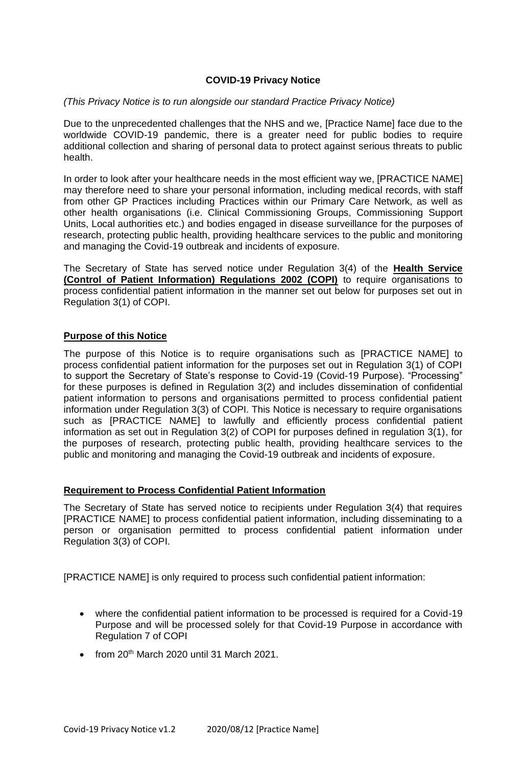# COVID-19 Privacy Notice

*(This Privacy Notice is to run alongside our standard Practice Privacy Notice)*

Due to the unprecedented challenges that the NHS and we, [Practice Name] face due to the worldwide COVID-19 pandemic, there is a greater need for public bodies to require additional collection and sharing of personal data to protect against serious threats to public health.

In order to look after your healthcare needs in the most efficient way we, [PRACTICE NAME] may therefore need to share your personal information, including medical records, with staff from other GP Practices including Practices within our Primary Care Network, as well as other health organisations (i.e. Clinical Commissioning Groups, Commissioning Support Units, Local authorities etc.) and bodies engaged in disease surveillance for the purposes of research, protecting public health, providing healthcare services to the public and monitoring and managing the Covid-19 outbreak and incidents of exposure.

The Secretary of State has served notice under Regulation 3(4) of the **Health Service (Control of Patient Information) Regulations 2002 (COPI)** to require organisations to process confidential patient information in the manner set out below for purposes set out in Regulation 3(1) of COPI.

## Purpose of this Notice

The purpose of this Notice is to require organisations such as [PRACTICE NAME] to process confidential patient information for the purposes set out in Regulation 3(1) of COPI to support the Secretary of State's response to Covid-19 (Covid-19 Purpose). "Processing" for these purposes is defined in Regulation 3(2) and includes dissemination of confidential patient information to persons and organisations permitted to process confidential patient information under Regulation 3(3) of COPI. This Notice is necessary to require organisations such as [PRACTICE NAME] to lawfully and efficiently process confidential patient information as set out in Regulation 3(2) of COPI for purposes defined in regulation 3(1), for the purposes of research, protecting public health, providing healthcare services to the public and monitoring and managing the Covid-19 outbreak and incidents of exposure.

## Requirement to Process Confidential Patient Information

The Secretary of State has served notice to recipients under Regulation 3(4) that requires [PRACTICE NAME] to process confidential patient information, including disseminating to a person or organisation permitted to process confidential patient information under Regulation 3(3) of COPI.

[PRACTICE NAME] is only required to process such confidential patient information:

- where the confidential patient information to be processed is required for a Covid-19 Purpose and will be processed solely for that Covid-19 Purpose in accordance with Regulation 7 of COPI
- from 20th March 2020 until 31 March 2021.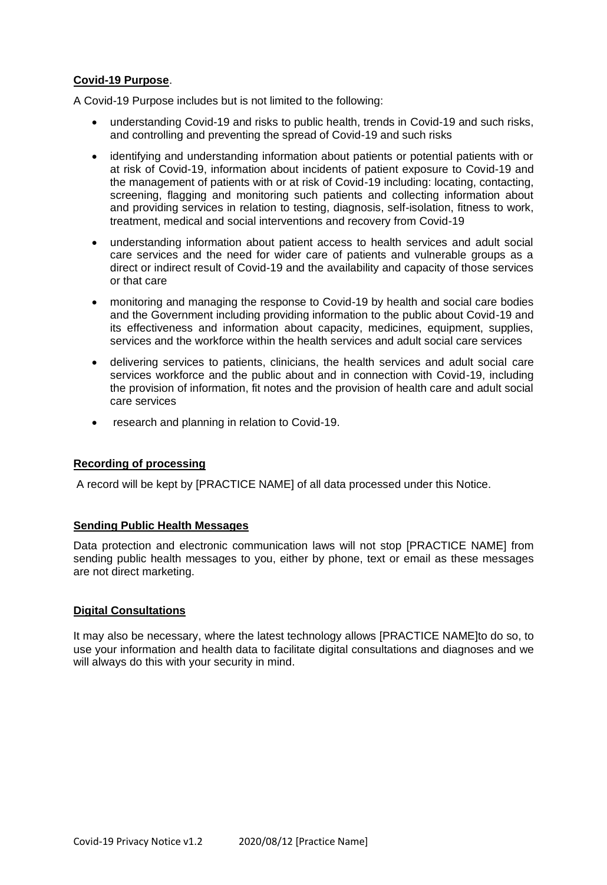**Covid-19 Purpose**.

A Covid-19 Purpose includes but is not limited to the following:

- understanding Covid-19 and risks to public health, trends in Covid-19 and such risks, and controlling and preventing the spread of Covid-19 and such risks
- identifying and understanding information about patients or potential patients with or at risk of Covid-19, information about incidents of patient exposure to Covid-19 and the management of patients with or at risk of Covid-19 including: locating, contacting, screening, flagging and monitoring such patients and collecting information about and providing services in relation to testing, diagnosis, self-isolation, fitness to work, treatment, medical and social interventions and recovery from Covid-19
- understanding information about patient access to health services and adult social care services and the need for wider care of patients and vulnerable groups as a direct or indirect result of Covid-19 and the availability and capacity of those services or that care
- monitoring and managing the response to Covid-19 by health and social care bodies and the Government including providing information to the public about Covid-19 and its effectiveness and information about capacity, medicines, equipment, supplies, services and the workforce within the health services and adult social care services
- delivering services to patients, clinicians, the health services and adult social care services workforce and the public about and in connection with Covid-19, including the provision of information, fit notes and the provision of health care and adult social care services
- research and planning in relation to Covid-19.

**Recording of processing**

A record will be kept by [PRACTICE NAME] of all data processed under this Notice.

**Sending Public Health Messages**

Data protection and electronic communication laws will not stop [PRACTICE NAME] from sending public health messages to you, either by phone, text or email as these messages are not direct marketing.

**Digital Consultations**

It may also be necessary, where the latest technology allows [PRACTICE NAME]to do so, to use your information and health data to facilitate digital consultations and diagnoses and we will always do this with your security in mind.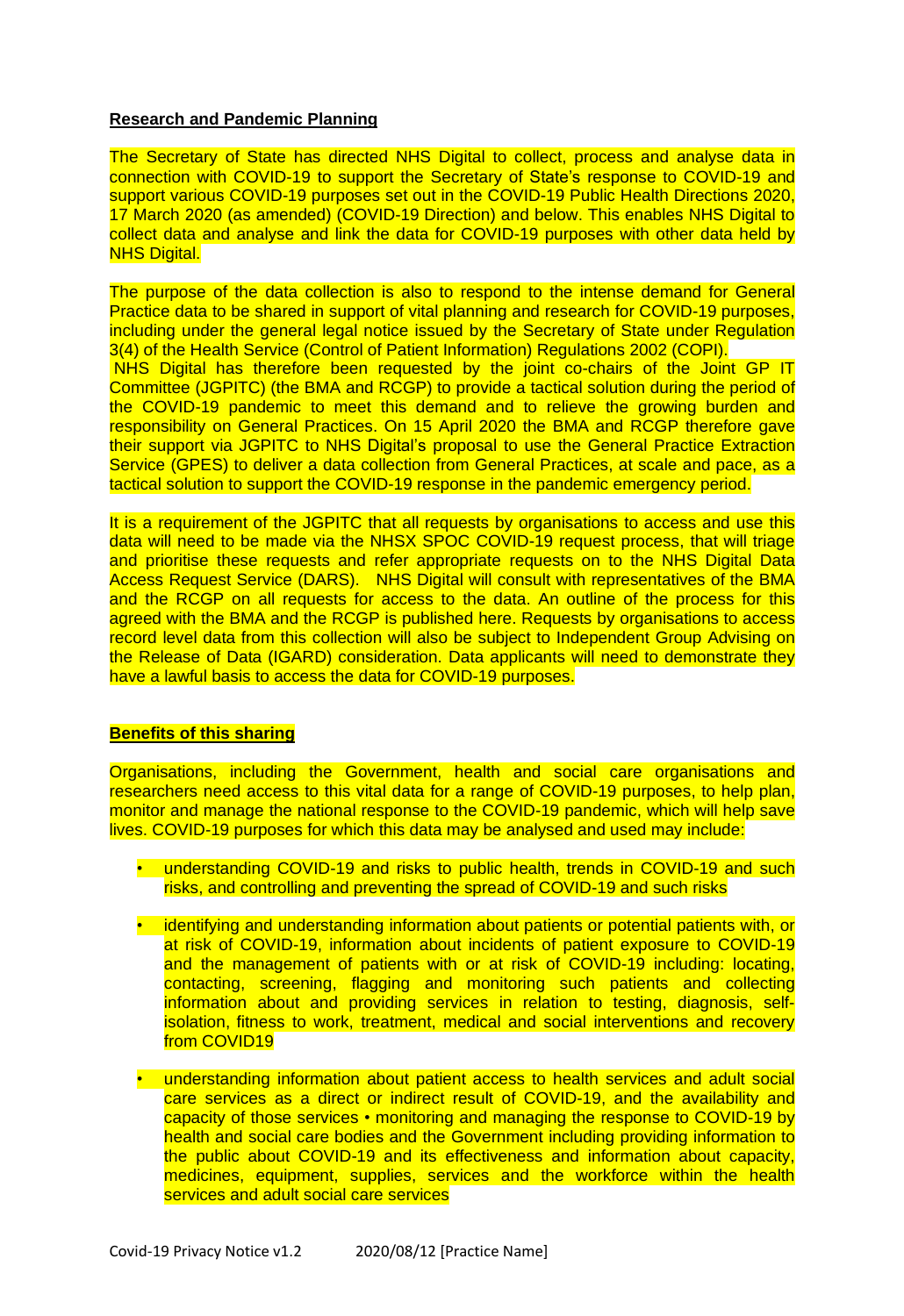**Research and Pandemic Planning**

The Secretary of State has directed NHS Digital to collect, process and analyse data in connection with COVID-19 to support the Secretary of State's response to COVID-19 and support various COVID-19 purposes set out in the COVID-19 Public Health Directions 2020, 17 March 2020 (as amended) (COVID-19 Direction) and below. This enables NHS Digital to collect data and analyse and link the data for COVID-19 purposes with other data held by NHS Digital.

The purpose of the data collection is also to respond to the intense demand for General Practice data to be shared in support of vital planning and research for COVID-19 purposes, including under the general legal notice issued by the Secretary of State under Regulation 3(4) of the Health Service (Control of Patient Information) Regulations 2002 (COPI).
NHS Digital has therefore been requested by the joint co-chairs of the Joint GP IT Committee (JGPITC) (the BMA and RCGP) to provide a tactical solution during the period of the COVID-19 pandemic to meet this demand and to relieve the growing burden and responsibility on General Practices. On 15 April 2020 the BMA and RCGP therefore gave their support via JGPITC to NHS Digital's proposal to use the General Practice Extraction Service (GPES) to deliver a data collection from General Practices, at scale and pace, as a tactical solution to support the COVID-19 response in the pandemic emergency period.

It is a requirement of the JGPITC that all requests by organisations to access and use this data will need to be made via the NHSX SPOC COVID-19 request process, that will triage and prioritise these requests and refer appropriate requests on to the NHS Digital Data Access Request Service (DARS). NHS Digital will consult with representatives of the BMA and the RCGP on all requests for access to the data. An outline of the process for this agreed with the BMA and the RCGP is published here. Requests by organisations to access record level data from this collection will also be subject to Independent Group Advising on the Release of Data (IGARD) consideration. Data applicants will need to demonstrate they have a lawful basis to access the data for COVID-19 purposes.

**Benefits of this sharing**

Organisations, including the Government, health and social care organisations and researchers need access to this vital data for a range of COVID-19 purposes, to help plan, monitor and manage the national response to the COVID-19 pandemic, which will help save lives. COVID-19 purposes for which this data may be analysed and used may include:

- understanding COVID-19 and risks to public health, trends in COVID-19 and such risks, and controlling and preventing the spread of COVID-19 and such risks
- identifying and understanding information about patients or potential patients with, or at risk of COVID-19, information about incidents of patient exposure to COVID-19 and the management of patients with or at risk of COVID-19 including: locating, contacting, screening, flagging and monitoring such patients and collecting information about and providing services in relation to testing, diagnosis, self-isolation, fitness to work, treatment, medical and social interventions and recovery from COVID19
- understanding information about patient access to health services and adult social care services as a direct or indirect result of COVID-19, and the availability and capacity of those services • monitoring and managing the response to COVID-19 by health and social care bodies and the Government including providing information to the public about COVID-19 and its effectiveness and information about capacity, medicines, equipment, supplies, services and the workforce within the health services and adult social care services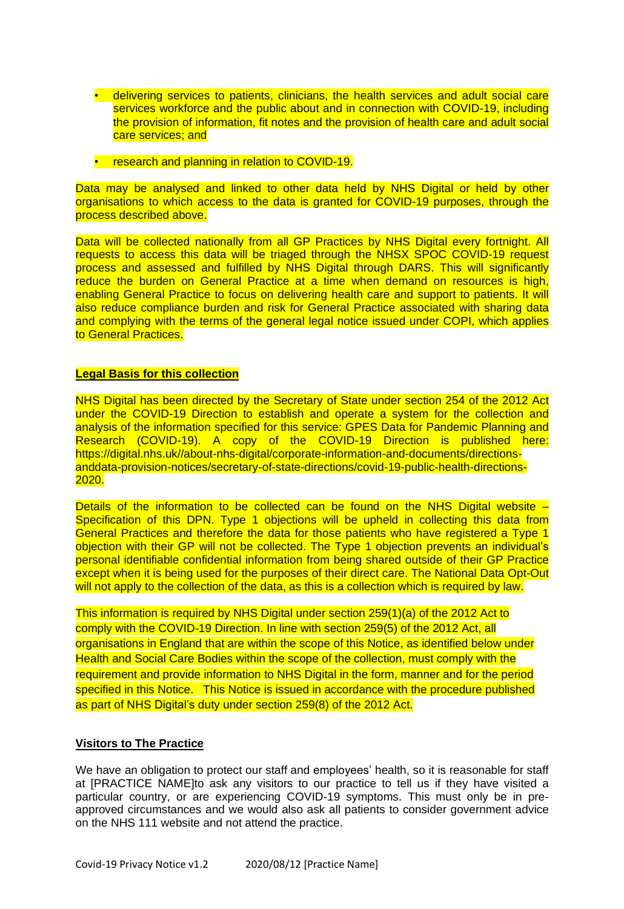- delivering services to patients, clinicians, the health services and adult social care services workforce and the public about and in connection with COVID-19, including the provision of information, fit notes and the provision of health care and adult social care services; and
- research and planning in relation to COVID-19.

Data may be analysed and linked to other data held by NHS Digital or held by other organisations to which access to the data is granted for COVID-19 purposes, through the process described above.

Data will be collected nationally from all GP Practices by NHS Digital every fortnight. All requests to access this data will be triaged through the NHSX SPOC COVID-19 request process and assessed and fulfilled by NHS Digital through DARS. This will significantly reduce the burden on General Practice at a time when demand on resources is high, enabling General Practice to focus on delivering health care and support to patients. It will also reduce compliance burden and risk for General Practice associated with sharing data and complying with the terms of the general legal notice issued under COPI, which applies to General Practices.

**Legal Basis for this collection**

NHS Digital has been directed by the Secretary of State under section 254 of the 2012 Act under the COVID-19 Direction to establish and operate a system for the collection and analysis of the information specified for this service: GPES Data for Pandemic Planning and Research (COVID-19). A copy of the COVID-19 Direction is published here: https://digital.nhs.uk//about-nhs-digital/corporate-information-and-documents/directions-anddata-provision-notices/secretary-of-state-directions/covid-19-public-health-directions-2020.

Details of the information to be collected can be found on the NHS Digital website – Specification of this DPN. Type 1 objections will be upheld in collecting this data from General Practices and therefore the data for those patients who have registered a Type 1 objection with their GP will not be collected. The Type 1 objection prevents an individual's personal identifiable confidential information from being shared outside of their GP Practice except when it is being used for the purposes of their direct care. The National Data Opt-Out will not apply to the collection of the data, as this is a collection which is required by law.

This information is required by NHS Digital under section 259(1)(a) of the 2012 Act to comply with the COVID-19 Direction. In line with section 259(5) of the 2012 Act, all organisations in England that are within the scope of this Notice, as identified below under Health and Social Care Bodies within the scope of the collection, must comply with the requirement and provide information to NHS Digital in the form, manner and for the period specified in this Notice. This Notice is issued in accordance with the procedure published as part of NHS Digital's duty under section 259(8) of the 2012 Act.

**Visitors to The Practice**

We have an obligation to protect our staff and employees' health, so it is reasonable for staff at [PRACTICE NAME]to ask any visitors to our practice to tell us if they have visited a particular country, or are experiencing COVID-19 symptoms. This must only be in pre-approved circumstances and we would also ask all patients to consider government advice on the NHS 111 website and not attend the practice.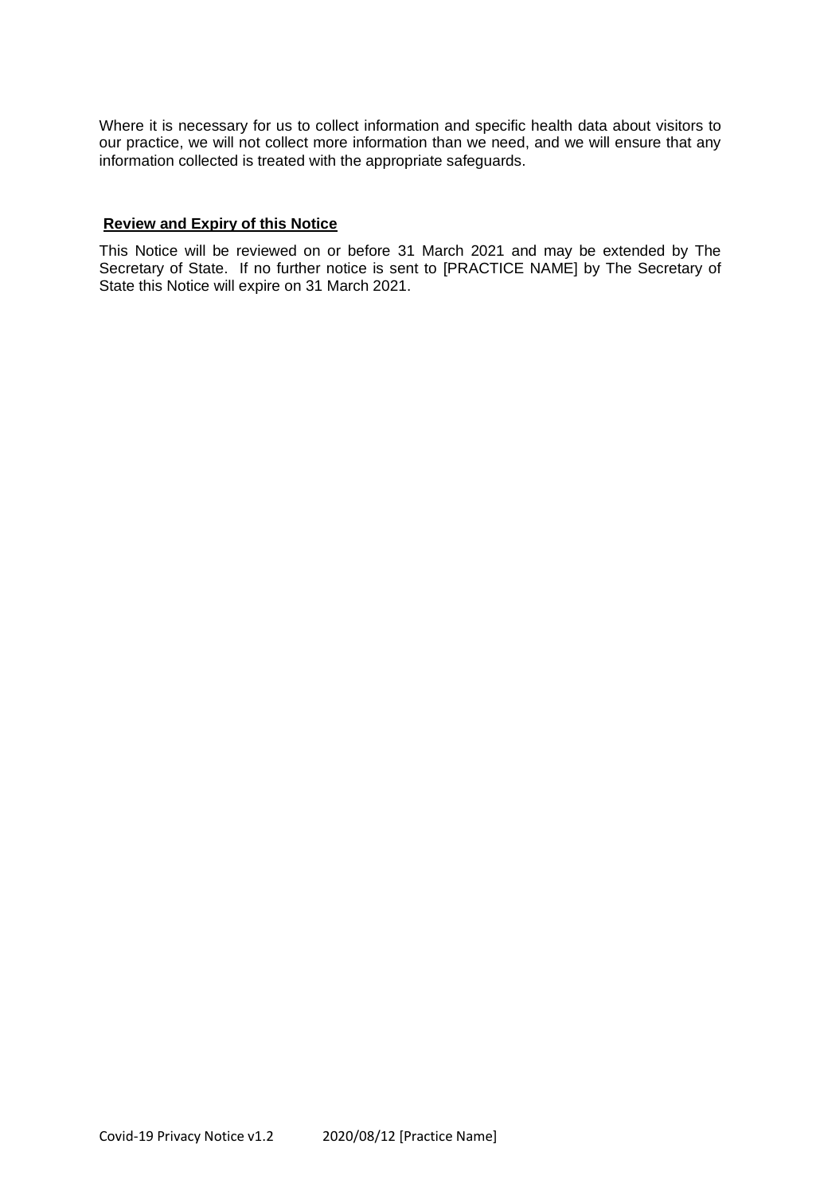Where it is necessary for us to collect information and specific health data about visitors to our practice, we will not collect more information than we need, and we will ensure that any information collected is treated with the appropriate safeguards.

## Review and Expiry of this Notice

This Notice will be reviewed on or before 31 March 2021 and may be extended by The Secretary of State. If no further notice is sent to [PRACTICE NAME] by The Secretary of State this Notice will expire on 31 March 2021.